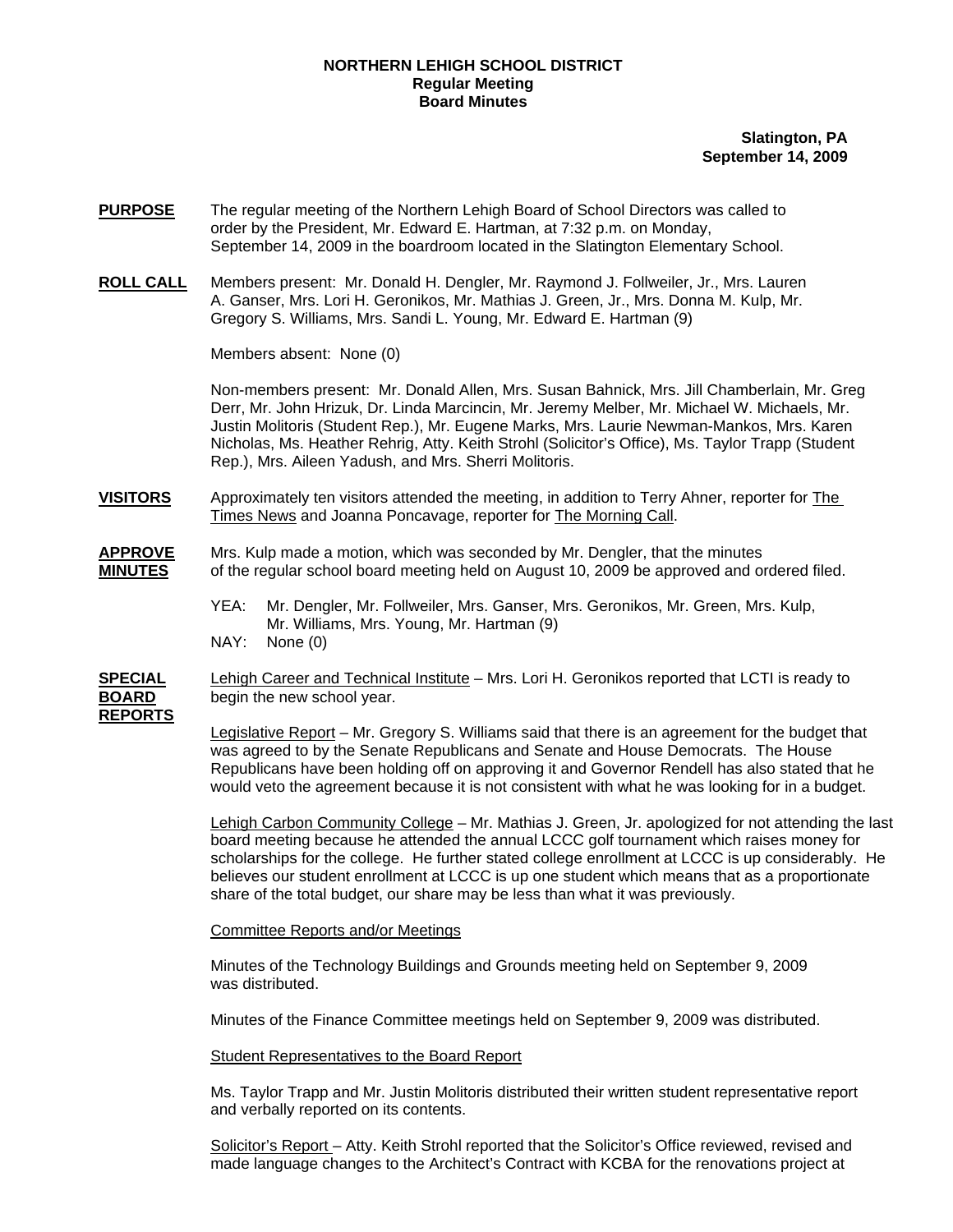**NORTHERN LEHIGH SCHOOL DISTRICT**
**Regular Meeting**
**Board Minutes**

**Slatington, PA**
**September 14, 2009**

**PURPOSE** The regular meeting of the Northern Lehigh Board of School Directors was called to order by the President, Mr. Edward E. Hartman, at 7:32 p.m. on Monday, September 14, 2009 in the boardroom located in the Slatington Elementary School.

**ROLL CALL** Members present: Mr. Donald H. Dengler, Mr. Raymond J. Follweiler, Jr., Mrs. Lauren A. Ganser, Mrs. Lori H. Geronikos, Mr. Mathias J. Green, Jr., Mrs. Donna M. Kulp, Mr. Gregory S. Williams, Mrs. Sandi L. Young, Mr. Edward E. Hartman (9)

Members absent: None (0)

Non-members present: Mr. Donald Allen, Mrs. Susan Bahnick, Mrs. Jill Chamberlain, Mr. Greg Derr, Mr. John Hrizuk, Dr. Linda Marcincin, Mr. Jeremy Melber, Mr. Michael W. Michaels, Mr. Justin Molitoris (Student Rep.), Mr. Eugene Marks, Mrs. Laurie Newman-Mankos, Mrs. Karen Nicholas, Ms. Heather Rehrig, Atty. Keith Strohl (Solicitor's Office), Ms. Taylor Trapp (Student Rep.), Mrs. Aileen Yadush, and Mrs. Sherri Molitoris.

**VISITORS** Approximately ten visitors attended the meeting, in addition to Terry Ahner, reporter for The Times News and Joanna Poncavage, reporter for The Morning Call.

**APPROVE MINUTES** Mrs. Kulp made a motion, which was seconded by Mr. Dengler, that the minutes of the regular school board meeting held on August 10, 2009 be approved and ordered filed.

YEA: Mr. Dengler, Mr. Follweiler, Mrs. Ganser, Mrs. Geronikos, Mr. Green, Mrs. Kulp, Mr. Williams, Mrs. Young, Mr. Hartman (9)
NAY: None (0)

**SPECIAL BOARD REPORTS** Lehigh Career and Technical Institute – Mrs. Lori H. Geronikos reported that LCTI is ready to begin the new school year.

Legislative Report – Mr. Gregory S. Williams said that there is an agreement for the budget that was agreed to by the Senate Republicans and Senate and House Democrats. The House Republicans have been holding off on approving it and Governor Rendell has also stated that he would veto the agreement because it is not consistent with what he was looking for in a budget.

Lehigh Carbon Community College – Mr. Mathias J. Green, Jr. apologized for not attending the last board meeting because he attended the annual LCCC golf tournament which raises money for scholarships for the college. He further stated college enrollment at LCCC is up considerably. He believes our student enrollment at LCCC is up one student which means that as a proportionate share of the total budget, our share may be less than what it was previously.

Committee Reports and/or Meetings

Minutes of the Technology Buildings and Grounds meeting held on September 9, 2009 was distributed.

Minutes of the Finance Committee meetings held on September 9, 2009 was distributed.

Student Representatives to the Board Report

Ms. Taylor Trapp and Mr. Justin Molitoris distributed their written student representative report and verbally reported on its contents.

Solicitor's Report – Atty. Keith Strohl reported that the Solicitor's Office reviewed, revised and made language changes to the Architect's Contract with KCBA for the renovations project at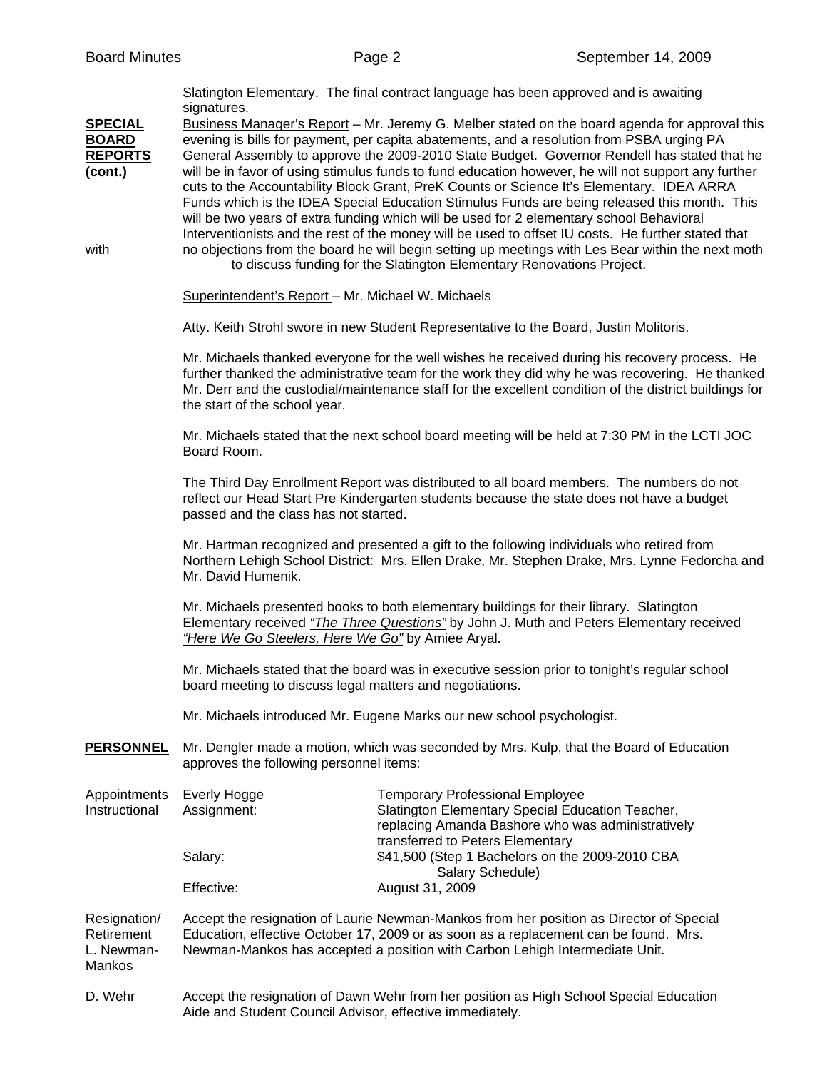Slatington Elementary. The final contract language has been approved and is awaiting signatures.

**SPECIAL BOARD REPORTS (cont.)**

Business Manager's Report – Mr. Jeremy G. Melber stated on the board agenda for approval this evening is bills for payment, per capita abatements, and a resolution from PSBA urging PA General Assembly to approve the 2009-2010 State Budget. Governor Rendell has stated that he will be in favor of using stimulus funds to fund education however, he will not support any further cuts to the Accountability Block Grant, PreK Counts or Science It's Elementary. IDEA ARRA Funds which is the IDEA Special Education Stimulus Funds are being released this month. This will be two years of extra funding which will be used for 2 elementary school Behavioral Interventionists and the rest of the money will be used to offset IU costs. He further stated that with no objections from the board he will begin setting up meetings with Les Bear within the next moth to discuss funding for the Slatington Elementary Renovations Project.

Superintendent's Report – Mr. Michael W. Michaels

Atty. Keith Strohl swore in new Student Representative to the Board, Justin Molitoris.

Mr. Michaels thanked everyone for the well wishes he received during his recovery process. He further thanked the administrative team for the work they did why he was recovering. He thanked Mr. Derr and the custodial/maintenance staff for the excellent condition of the district buildings for the start of the school year.

Mr. Michaels stated that the next school board meeting will be held at 7:30 PM in the LCTI JOC Board Room.

The Third Day Enrollment Report was distributed to all board members. The numbers do not reflect our Head Start Pre Kindergarten students because the state does not have a budget passed and the class has not started.

Mr. Hartman recognized and presented a gift to the following individuals who retired from Northern Lehigh School District: Mrs. Ellen Drake, Mr. Stephen Drake, Mrs. Lynne Fedorcha and Mr. David Humenik.

Mr. Michaels presented books to both elementary buildings for their library. Slatington Elementary received ***"The Three Questions"*** by John J. Muth and Peters Elementary received ***"Here We Go Steelers, Here We Go"*** by Amiee Aryal.

Mr. Michaels stated that the board was in executive session prior to tonight's regular school board meeting to discuss legal matters and negotiations.

Mr. Michaels introduced Mr. Eugene Marks our new school psychologist.

**PERSONNEL**

Mr. Dengler made a motion, which was seconded by Mrs. Kulp, that the Board of Education approves the following personnel items:

Appointments Instructional

| | | |
|---|---|---|
| Everly Hogge | | Temporary Professional Employee |
| Assignment: | | Slatington Elementary Special Education Teacher, replacing Amanda Bashore who was administratively transferred to Peters Elementary |
| Salary: | | $41,500 (Step 1 Bachelors on the 2009-2010 CBA Salary Schedule) |
| Effective: | | August 31, 2009 |

Resignation/ Retirement L. Newman-Mankos

Accept the resignation of Laurie Newman-Mankos from her position as Director of Special Education, effective October 17, 2009 or as soon as a replacement can be found. Mrs. Newman-Mankos has accepted a position with Carbon Lehigh Intermediate Unit.

D. Wehr

Accept the resignation of Dawn Wehr from her position as High School Special Education Aide and Student Council Advisor, effective immediately.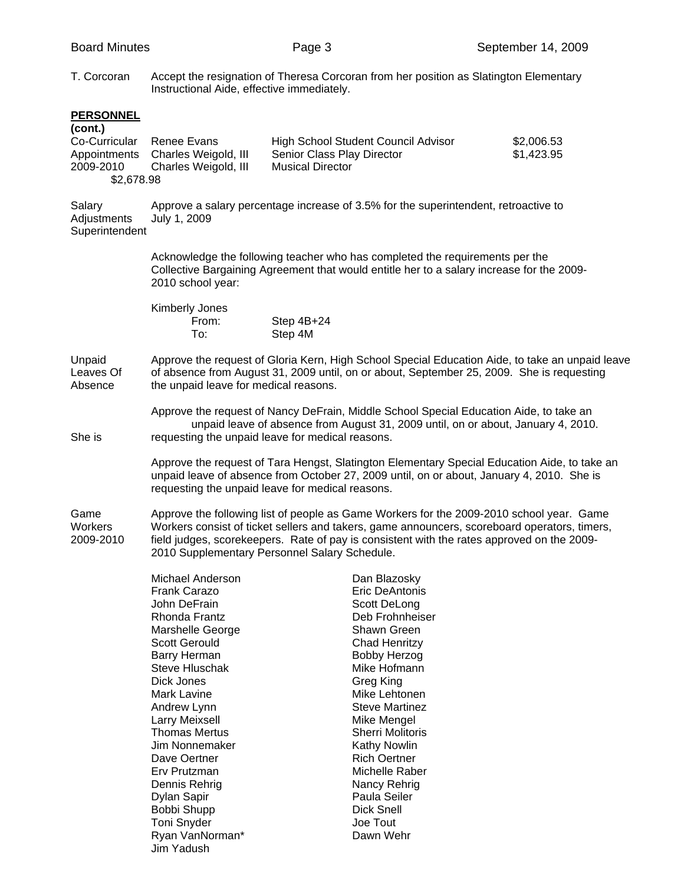T. Corcoran — Accept the resignation of Theresa Corcoran from her position as Slatington Elementary Instructional Aide, effective immediately.

**PERSONNEL (cont.)**

Co-Curricular Appointments 2009-2010

| Name | Position | Amount |
|---|---|---|
| Renee Evans | High School Student Council Advisor | $2,006.53 |
| Charles Weigold, III | Senior Class Play Director | $1,423.95 |
| Charles Weigold, III | Musical Director | $2,678.98 |

Salary Adjustments Superintendent — Approve a salary percentage increase of 3.5% for the superintendent, retroactive to July 1, 2009

Acknowledge the following teacher who has completed the requirements per the Collective Bargaining Agreement that would entitle her to a salary increase for the 2009-2010 school year:

Kimberly Jones
From: Step 4B+24
To: Step 4M

Unpaid Leaves Of Absence — Approve the request of Gloria Kern, High School Special Education Aide, to take an unpaid leave of absence from August 31, 2009 until, on or about, September 25, 2009. She is requesting the unpaid leave for medical reasons.

Approve the request of Nancy DeFrain, Middle School Special Education Aide, to take an unpaid leave of absence from August 31, 2009 until, on or about, January 4, 2010. She is requesting the unpaid leave for medical reasons.

Approve the request of Tara Hengst, Slatington Elementary Special Education Aide, to take an unpaid leave of absence from October 27, 2009 until, on or about, January 4, 2010. She is requesting the unpaid leave for medical reasons.

Game Workers 2009-2010 — Approve the following list of people as Game Workers for the 2009-2010 school year. Game Workers consist of ticket sellers and takers, game announcers, scoreboard operators, timers, field judges, scorekeepers. Rate of pay is consistent with the rates approved on the 2009-2010 Supplementary Personnel Salary Schedule.

Michael Anderson
Dan Blazosky
Frank Carazo
Eric DeAntonis
John DeFrain
Scott DeLong
Rhonda Frantz
Deb Frohnheiser
Marshelle George
Shawn Green
Scott Gerould
Chad Henritzy
Barry Herman
Bobby Herzog
Steve Hluschak
Mike Hofmann
Dick Jones
Greg King
Mark Lavine
Mike Lehtonen
Andrew Lynn
Steve Martinez
Larry Meixsell
Mike Mengel
Thomas Mertus
Sherri Molitoris
Jim Nonnemaker
Kathy Nowlin
Dave Oertner
Rich Oertner
Erv Prutzman
Michelle Raber
Dennis Rehrig
Nancy Rehrig
Dylan Sapir
Paula Seiler
Bobbi Shupp
Dick Snell
Toni Snyder
Joe Tout
Ryan VanNorman*
Dawn Wehr
Jim Yadush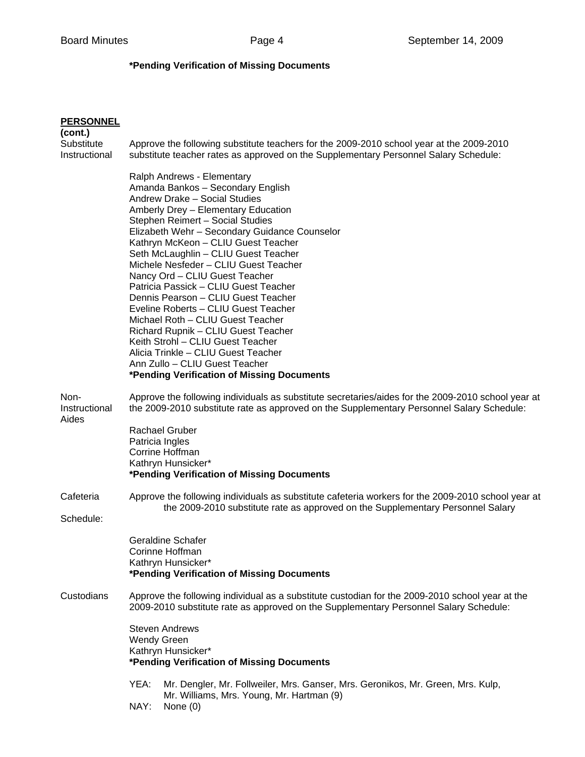**\*Pending Verification of Missing Documents**

**PERSONNEL (cont.)**

Substitute Instructional

Approve the following substitute teachers for the 2009-2010 school year at the 2009-2010 substitute teacher rates as approved on the Supplementary Personnel Salary Schedule:

Ralph Andrews - Elementary
Amanda Bankos – Secondary English
Andrew Drake – Social Studies
Amberly Drey – Elementary Education
Stephen Reimert – Social Studies
Elizabeth Wehr – Secondary Guidance Counselor
Kathryn McKeon – CLIU Guest Teacher
Seth McLaughlin – CLIU Guest Teacher
Michele Nesfeder – CLIU Guest Teacher
Nancy Ord – CLIU Guest Teacher
Patricia Passick – CLIU Guest Teacher
Dennis Pearson – CLIU Guest Teacher
Eveline Roberts – CLIU Guest Teacher
Michael Roth – CLIU Guest Teacher
Richard Rupnik – CLIU Guest Teacher
Keith Strohl – CLIU Guest Teacher
Alicia Trinkle – CLIU Guest Teacher
Ann Zullo – CLIU Guest Teacher
**\*Pending Verification of Missing Documents**

Non-Instructional Aides

Approve the following individuals as substitute secretaries/aides for the 2009-2010 school year at the 2009-2010 substitute rate as approved on the Supplementary Personnel Salary Schedule:

Rachael Gruber
Patricia Ingles
Corrine Hoffman
Kathryn Hunsicker*
**\*Pending Verification of Missing Documents**

Cafeteria

Approve the following individuals as substitute cafeteria workers for the 2009-2010 school year at the 2009-2010 substitute rate as approved on the Supplementary Personnel Salary Schedule:

Geraldine Schafer
Corinne Hoffman
Kathryn Hunsicker*
**\*Pending Verification of Missing Documents**

Custodians

Approve the following individual as a substitute custodian for the 2009-2010 school year at the 2009-2010 substitute rate as approved on the Supplementary Personnel Salary Schedule:

Steven Andrews
Wendy Green
Kathryn Hunsicker*
**\*Pending Verification of Missing Documents**

YEA: Mr. Dengler, Mr. Follweiler, Mrs. Ganser, Mrs. Geronikos, Mr. Green, Mrs. Kulp, Mr. Williams, Mrs. Young, Mr. Hartman (9)
NAY: None (0)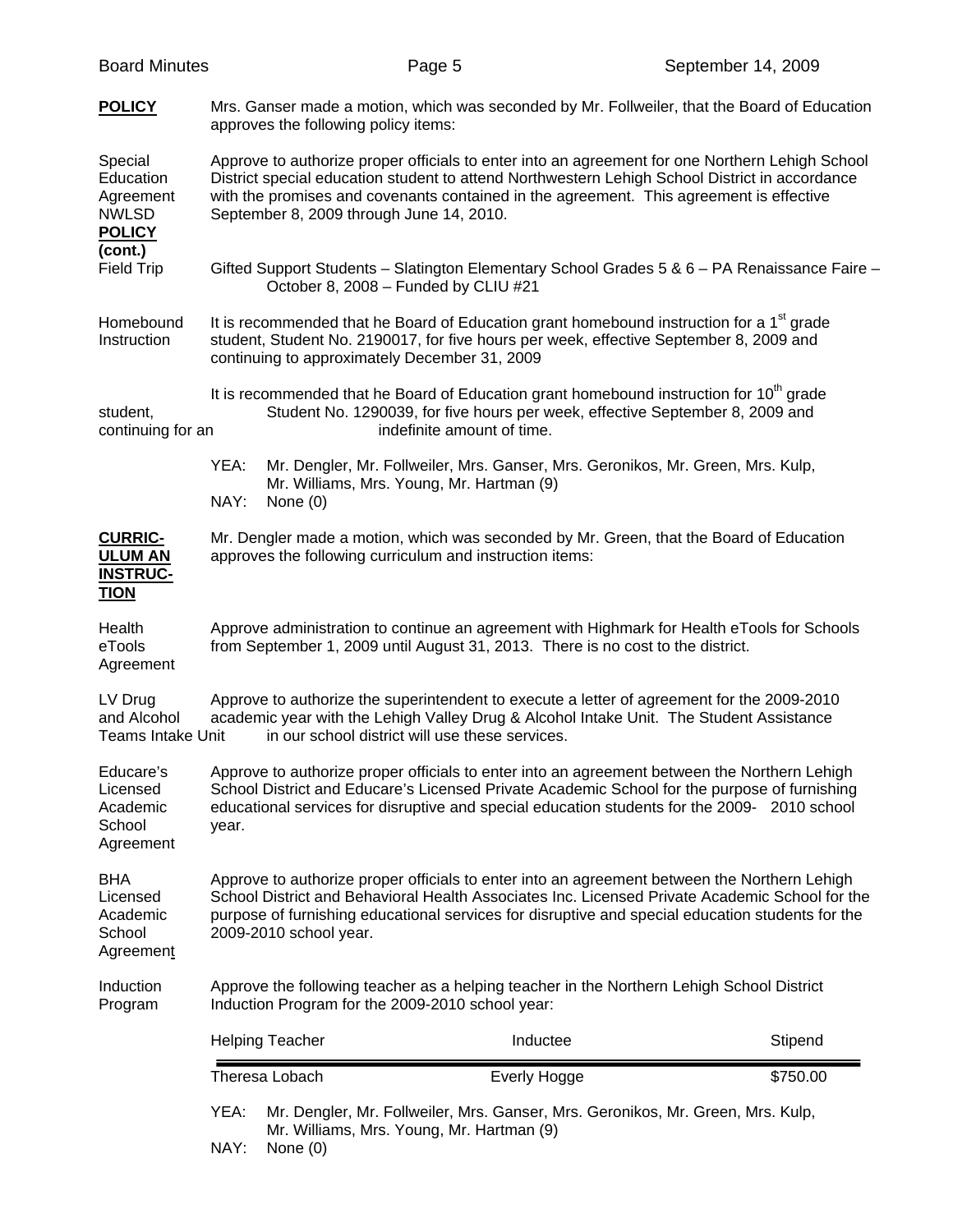**POLICY**

Mrs. Ganser made a motion, which was seconded by Mr. Follweiler, that the Board of Education approves the following policy items:

**Special Education Agreement NWLSD**

Approve to authorize proper officials to enter into an agreement for one Northern Lehigh School District special education student to attend Northwestern Lehigh School District in accordance with the promises and covenants contained in the agreement. This agreement is effective September 8, 2009 through June 14, 2010.

**POLICY (cont.)**

**Field Trip**

Gifted Support Students – Slatington Elementary School Grades 5 & 6 – PA Renaissance Faire – October 8, 2008 – Funded by CLIU #21

**Homebound Instruction**

It is recommended that he Board of Education grant homebound instruction for a 1st grade student, Student No. 2190017, for five hours per week, effective September 8, 2009 and continuing to approximately December 31, 2009

It is recommended that he Board of Education grant homebound instruction for 10th grade student, Student No. 1290039, for five hours per week, effective September 8, 2009 and continuing for an indefinite amount of time.

YEA: Mr. Dengler, Mr. Follweiler, Mrs. Ganser, Mrs. Geronikos, Mr. Green, Mrs. Kulp, Mr. Williams, Mrs. Young, Mr. Hartman (9)
NAY: None (0)

**CURRICULUM AN INSTRUCTION**

Mr. Dengler made a motion, which was seconded by Mr. Green, that the Board of Education approves the following curriculum and instruction items:

**Health eTools Agreement**

Approve administration to continue an agreement with Highmark for Health eTools for Schools from September 1, 2009 until August 31, 2013. There is no cost to the district.

**LV Drug and Alcohol Teams Intake Unit**

Approve to authorize the superintendent to execute a letter of agreement for the 2009-2010 academic year with the Lehigh Valley Drug & Alcohol Intake Unit. The Student Assistance in our school district will use these services.

**Educare's Licensed Academic School Agreement**

Approve to authorize proper officials to enter into an agreement between the Northern Lehigh School District and Educare's Licensed Private Academic School for the purpose of furnishing educational services for disruptive and special education students for the 2009- 2010 school year.

**BHA Licensed Academic School Agreement**

Approve to authorize proper officials to enter into an agreement between the Northern Lehigh School District and Behavioral Health Associates Inc. Licensed Private Academic School for the purpose of furnishing educational services for disruptive and special education students for the 2009-2010 school year.

**Induction Program**

Approve the following teacher as a helping teacher in the Northern Lehigh School District Induction Program for the 2009-2010 school year:

| Helping Teacher | Inductee | Stipend |
|---|---|---|
| Theresa Lobach | Everly Hogge | $750.00 |

YEA: Mr. Dengler, Mr. Follweiler, Mrs. Ganser, Mrs. Geronikos, Mr. Green, Mrs. Kulp, Mr. Williams, Mrs. Young, Mr. Hartman (9)
NAY: None (0)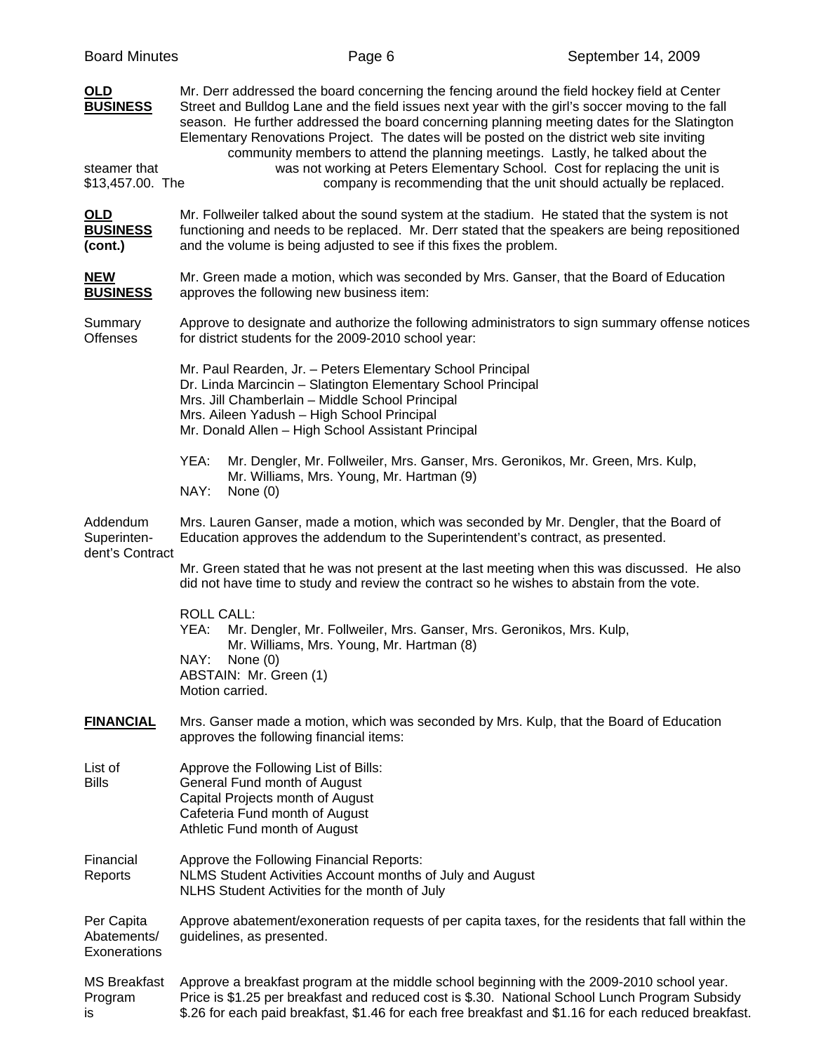**OLD BUSINESS**

Mr. Derr addressed the board concerning the fencing around the field hockey field at Center Street and Bulldog Lane and the field issues next year with the girl's soccer moving to the fall season. He further addressed the board concerning planning meeting dates for the Slatington Elementary Renovations Project. The dates will be posted on the district web site inviting community members to attend the planning meetings. Lastly, he talked about the steamer that was not working at Peters Elementary School. Cost for replacing the unit is $13,457.00. The company is recommending that the unit should actually be replaced.

**OLD BUSINESS (cont.)**

Mr. Follweiler talked about the sound system at the stadium. He stated that the system is not functioning and needs to be replaced. Mr. Derr stated that the speakers are being repositioned and the volume is being adjusted to see if this fixes the problem.

**NEW BUSINESS**

Mr. Green made a motion, which was seconded by Mrs. Ganser, that the Board of Education approves the following new business item:

Summary Offenses

Approve to designate and authorize the following administrators to sign summary offense notices for district students for the 2009-2010 school year:

Mr. Paul Rearden, Jr. – Peters Elementary School Principal
Dr. Linda Marcincin – Slatington Elementary School Principal
Mrs. Jill Chamberlain – Middle School Principal
Mrs. Aileen Yadush – High School Principal
Mr. Donald Allen – High School Assistant Principal

YEA: Mr. Dengler, Mr. Follweiler, Mrs. Ganser, Mrs. Geronikos, Mr. Green, Mrs. Kulp, Mr. Williams, Mrs. Young, Mr. Hartman (9)
NAY: None (0)

Addendum Superintendent's Contract

Mrs. Lauren Ganser, made a motion, which was seconded by Mr. Dengler, that the Board of Education approves the addendum to the Superintendent's contract, as presented.

Mr. Green stated that he was not present at the last meeting when this was discussed. He also did not have time to study and review the contract so he wishes to abstain from the vote.

ROLL CALL:
YEA: Mr. Dengler, Mr. Follweiler, Mrs. Ganser, Mrs. Geronikos, Mrs. Kulp, Mr. Williams, Mrs. Young, Mr. Hartman (8)
NAY: None (0)
ABSTAIN: Mr. Green (1)
Motion carried.

**FINANCIAL**

Mrs. Ganser made a motion, which was seconded by Mrs. Kulp, that the Board of Education approves the following financial items:

List of Bills

Approve the Following List of Bills:
General Fund month of August
Capital Projects month of August
Cafeteria Fund month of August
Athletic Fund month of August

Financial Reports

Approve the Following Financial Reports:
NLMS Student Activities Account months of July and August
NLHS Student Activities for the month of July

Per Capita Abatements/ Exonerations

Approve abatement/exoneration requests of per capita taxes, for the residents that fall within the guidelines, as presented.

MS Breakfast Program

Approve a breakfast program at the middle school beginning with the 2009-2010 school year. Price is $1.25 per breakfast and reduced cost is $.30. National School Lunch Program Subsidy is $.26 for each paid breakfast, $1.46 for each free breakfast and $1.16 for each reduced breakfast.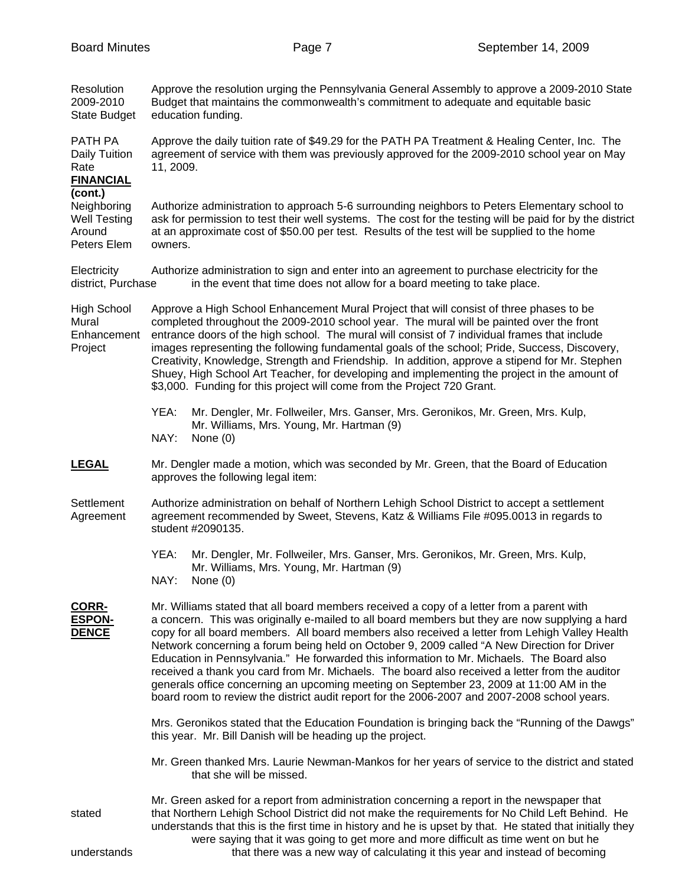**Resolution 2009-2010 State Budget** — Approve the resolution urging the Pennsylvania General Assembly to approve a 2009-2010 State Budget that maintains the commonwealth's commitment to adequate and equitable basic education funding.

**PATH PA Daily Tuition Rate** — Approve the daily tuition rate of $49.29 for the PATH PA Treatment & Healing Center, Inc. The agreement of service with them was previously approved for the 2009-2010 school year on May 11, 2009.

## FINANCIAL (cont.)

**Neighboring Well Testing Around Peters Elem** — Authorize administration to approach 5-6 surrounding neighbors to Peters Elementary school to ask for permission to test their well systems. The cost for the testing will be paid for by the district at an approximate cost of $50.00 per test. Results of the test will be supplied to the home owners.

**Electricity Purchase** — Authorize administration to sign and enter into an agreement to purchase electricity for the district, in the event that time does not allow for a board meeting to take place.

**High School Mural Enhancement Project** — Approve a High School Enhancement Mural Project that will consist of three phases to be completed throughout the 2009-2010 school year. The mural will be painted over the front entrance doors of the high school. The mural will consist of 7 individual frames that include images representing the following fundamental goals of the school; Pride, Success, Discovery, Creativity, Knowledge, Strength and Friendship. In addition, approve a stipend for Mr. Stephen Shuey, High School Art Teacher, for developing and implementing the project in the amount of $3,000. Funding for this project will come from the Project 720 Grant.

YEA: Mr. Dengler, Mr. Follweiler, Mrs. Ganser, Mrs. Geronikos, Mr. Green, Mrs. Kulp, Mr. Williams, Mrs. Young, Mr. Hartman (9)
NAY: None (0)

## LEGAL

Mr. Dengler made a motion, which was seconded by Mr. Green, that the Board of Education approves the following legal item:

**Settlement Agreement** — Authorize administration on behalf of Northern Lehigh School District to accept a settlement agreement recommended by Sweet, Stevens, Katz & Williams File #095.0013 in regards to student #2090135.

YEA: Mr. Dengler, Mr. Follweiler, Mrs. Ganser, Mrs. Geronikos, Mr. Green, Mrs. Kulp, Mr. Williams, Mrs. Young, Mr. Hartman (9)
NAY: None (0)

## CORRESPONDENCE

Mr. Williams stated that all board members received a copy of a letter from a parent with a concern. This was originally e-mailed to all board members but they are now supplying a hard copy for all board members. All board members also received a letter from Lehigh Valley Health Network concerning a forum being held on October 9, 2009 called "A New Direction for Driver Education in Pennsylvania." He forwarded this information to Mr. Michaels. The Board also received a thank you card from Mr. Michaels. The board also received a letter from the auditor generals office concerning an upcoming meeting on September 23, 2009 at 11:00 AM in the board room to review the district audit report for the 2006-2007 and 2007-2008 school years.

Mrs. Geronikos stated that the Education Foundation is bringing back the "Running of the Dawgs" this year. Mr. Bill Danish will be heading up the project.

Mr. Green thanked Mrs. Laurie Newman-Mankos for her years of service to the district and stated that she will be missed.

Mr. Green asked for a report from administration concerning a report in the newspaper that stated that Northern Lehigh School District did not make the requirements for No Child Left Behind. He understands that this is the first time in history and he is upset by that. He stated that initially they were saying that it was going to get more and more difficult as time went on but he understands that there was a new way of calculating it this year and instead of becoming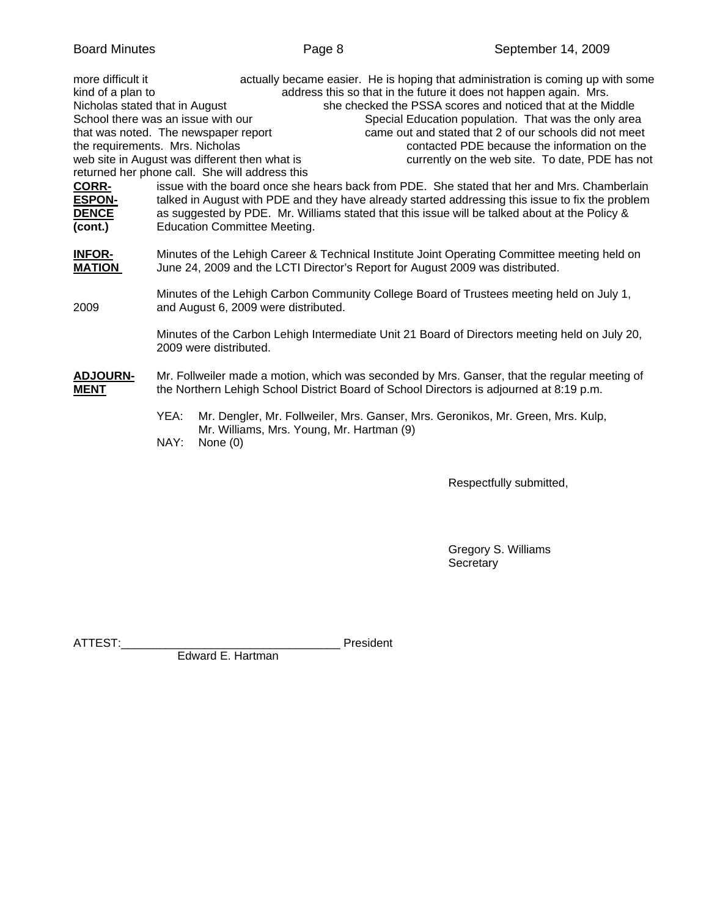more difficult it actually became easier. He is hoping that administration is coming up with some kind of a plan to address this so that in the future it does not happen again. Mrs. Nicholas stated that in August she checked the PSSA scores and noticed that at the Middle School there was an issue with our Special Education population. That was the only area that was noted. The newspaper report came out and stated that 2 of our schools did not meet the requirements. Mrs. Nicholas contacted PDE because the information on the web site in August was different then what is currently on the web site. To date, PDE has not returned her phone call. She will address this issue with the board once she hears back from PDE. She stated that her and Mrs. Chamberlain talked in August with PDE and they have already started addressing this issue to fix the problem as suggested by PDE. Mr. Williams stated that this issue will be talked about at the Policy & Education Committee Meeting.

**CORRESPONDENCE (cont.)**

**INFORMATION**

Minutes of the Lehigh Career & Technical Institute Joint Operating Committee meeting held on June 24, 2009 and the LCTI Director's Report for August 2009 was distributed.

Minutes of the Lehigh Carbon Community College Board of Trustees meeting held on July 1, 2009 and August 6, 2009 were distributed.

Minutes of the Carbon Lehigh Intermediate Unit 21 Board of Directors meeting held on July 20, 2009 were distributed.

**ADJOURNMENT**

Mr. Follweiler made a motion, which was seconded by Mrs. Ganser, that the regular meeting of the Northern Lehigh School District Board of School Directors is adjourned at 8:19 p.m.

YEA: Mr. Dengler, Mr. Follweiler, Mrs. Ganser, Mrs. Geronikos, Mr. Green, Mrs. Kulp, Mr. Williams, Mrs. Young, Mr. Hartman (9)

NAY: None (0)

Respectfully submitted,

Gregory S. Williams
Secretary

ATTEST:_________________________________ President
Edward E. Hartman